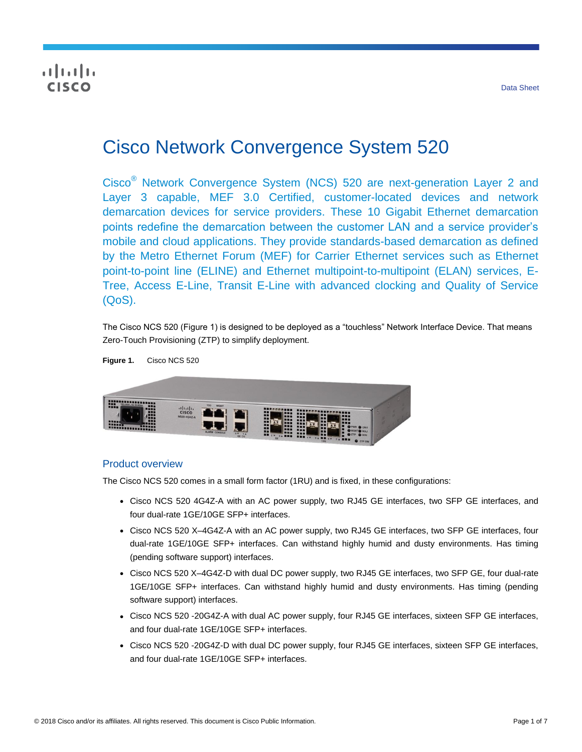Data Sheet

# Cisco Network Convergence System 520

Cisco® Network Convergence System (NCS) 520 are next-generation Layer 2 and Layer 3 capable, MEF 3.0 Certified, customer-located devices and network demarcation devices for service providers. These 10 Gigabit Ethernet demarcation points redefine the demarcation between the customer LAN and a service provider's mobile and cloud applications. They provide standards-based demarcation as defined by the Metro Ethernet Forum (MEF) for Carrier Ethernet services such as Ethernet point-to-point line (ELINE) and Ethernet multipoint-to-multipoint (ELAN) services, E-Tree, Access E-Line, Transit E-Line with advanced clocking and Quality of Service (QoS).

The Cisco NCS 520 (Figure 1) is designed to be deployed as a "touchless" Network Interface Device. That means Zero-Touch Provisioning (ZTP) to simplify deployment.

**Figure 1.** Cisco NCS 520

## Product overview

The Cisco NCS 520 comes in a small form factor (1RU) and is fixed, in these configurations:

- Cisco NCS 520 4G4Z-A with an AC power supply, two RJ45 GE interfaces, two SFP GE interfaces, and four dual-rate 1GE/10GE SFP+ interfaces.
- Cisco NCS 520 X–4G4Z-A with an AC power supply, two RJ45 GE interfaces, two SFP GE interfaces, four dual-rate 1GE/10GE SFP+ interfaces. Can withstand highly humid and dusty environments. Has timing (pending software support) interfaces.
- Cisco NCS 520 X–4G4Z-D with dual DC power supply, two RJ45 GE interfaces, two SFP GE, four dual-rate 1GE/10GE SFP+ interfaces. Can withstand highly humid and dusty environments. Has timing (pending software support) interfaces.
- Cisco NCS 520 -20G4Z-A with dual AC power supply, four RJ45 GE interfaces, sixteen SFP GE interfaces, and four dual-rate 1GE/10GE SFP+ interfaces.
- Cisco NCS 520 -20G4Z-D with dual DC power supply, four RJ45 GE interfaces, sixteen SFP GE interfaces, and four dual-rate 1GE/10GE SFP+ interfaces.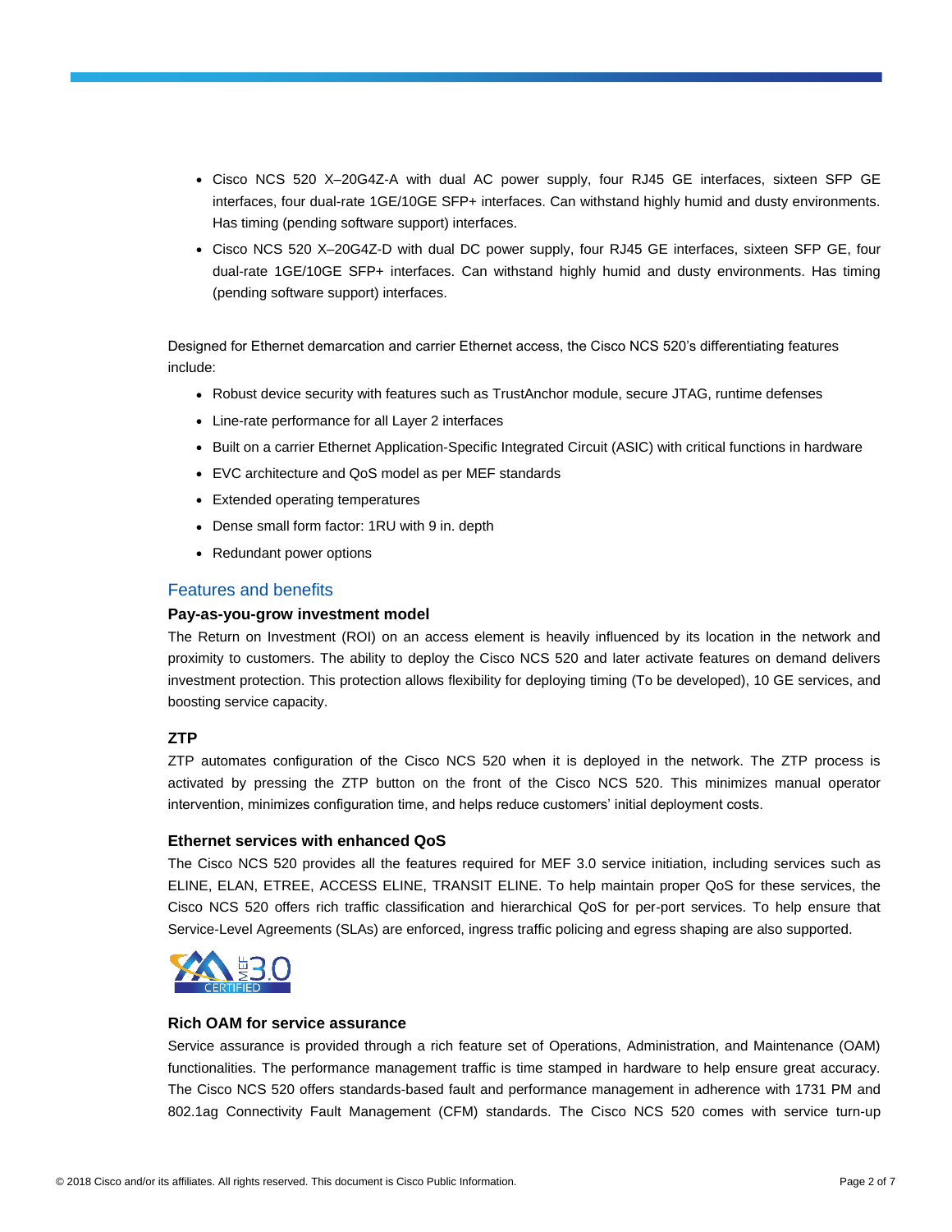- Cisco NCS 520 X–20G4Z-A with dual AC power supply, four RJ45 GE interfaces, sixteen SFP GE interfaces, four dual-rate 1GE/10GE SFP+ interfaces. Can withstand highly humid and dusty environments. Has timing (pending software support) interfaces.
- Cisco NCS 520 X–20G4Z-D with dual DC power supply, four RJ45 GE interfaces, sixteen SFP GE, four dual-rate 1GE/10GE SFP+ interfaces. Can withstand highly humid and dusty environments. Has timing (pending software support) interfaces.

Designed for Ethernet demarcation and carrier Ethernet access, the Cisco NCS 520's differentiating features include:

- Robust device security with features such as TrustAnchor module, secure JTAG, runtime defenses
- Line-rate performance for all Layer 2 interfaces
- Built on a carrier Ethernet Application-Specific Integrated Circuit (ASIC) with critical functions in hardware
- EVC architecture and QoS model as per MEF standards
- Extended operating temperatures
- Dense small form factor: 1RU with 9 in. depth
- Redundant power options

## Features and benefits

### Pay-as-you-grow investment model

The Return on Investment (ROI) on an access element is heavily influenced by its location in the network and proximity to customers. The ability to deploy the Cisco NCS 520 and later activate features on demand delivers investment protection. This protection allows flexibility for deploying timing (To be developed), 10 GE services, and boosting service capacity.

### ZTP

ZTP automates configuration of the Cisco NCS 520 when it is deployed in the network. The ZTP process is activated by pressing the ZTP button on the front of the Cisco NCS 520. This minimizes manual operator intervention, minimizes configuration time, and helps reduce customers' initial deployment costs.

### Ethernet services with enhanced QoS

The Cisco NCS 520 provides all the features required for MEF 3.0 service initiation, including services such as ELINE, ELAN, ETREE, ACCESS ELINE, TRANSIT ELINE. To help maintain proper QoS for these services, the Cisco NCS 520 offers rich traffic classification and hierarchical QoS for per-port services. To help ensure that Service-Level Agreements (SLAs) are enforced, ingress traffic policing and egress shaping are also supported.

### Rich OAM for service assurance

Service assurance is provided through a rich feature set of Operations, Administration, and Maintenance (OAM) functionalities. The performance management traffic is time stamped in hardware to help ensure great accuracy. The Cisco NCS 520 offers standards-based fault and performance management in adherence with 1731 PM and 802.1ag Connectivity Fault Management (CFM) standards. The Cisco NCS 520 comes with service turn-up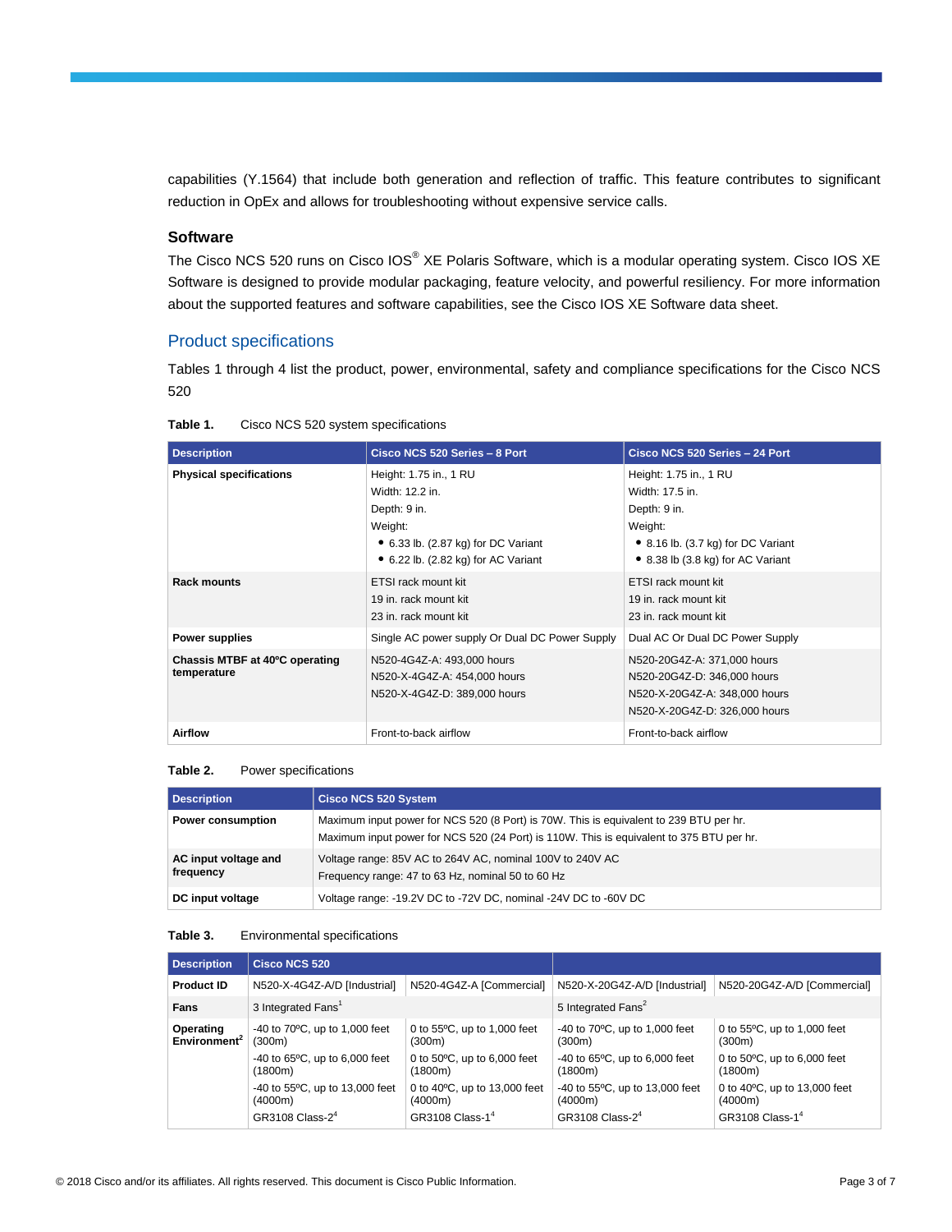capabilities (Y.1564) that include both generation and reflection of traffic. This feature contributes to significant reduction in OpEx and allows for troubleshooting without expensive service calls.

### Software

The Cisco NCS 520 runs on Cisco IOS® XE Polaris Software, which is a modular operating system. Cisco IOS XE Software is designed to provide modular packaging, feature velocity, and powerful resiliency. For more information about the supported features and software capabilities, see the Cisco IOS XE Software data sheet.

## Product specifications

Tables 1 through 4 list the product, power, environmental, safety and compliance specifications for the Cisco NCS 520

**Table 1.** Cisco NCS 520 system specifications

| Description | Cisco NCS 520 Series – 8 Port | Cisco NCS 520 Series – 24 Port |
|---|---|---|
| **Physical specifications** | Height: 1.75 in., 1 RU<br>Width: 12.2 in.<br>Depth: 9 in.<br>Weight:<br>• 6.33 lb. (2.87 kg) for DC Variant<br>• 6.22 lb. (2.82 kg) for AC Variant | Height: 1.75 in., 1 RU<br>Width: 17.5 in.<br>Depth: 9 in.<br>Weight:<br>• 8.16 lb. (3.7 kg) for DC Variant<br>• 8.38 lb (3.8 kg) for AC Variant |
| **Rack mounts** | ETSI rack mount kit<br>19 in. rack mount kit<br>23 in. rack mount kit | ETSI rack mount kit<br>19 in. rack mount kit<br>23 in. rack mount kit |
| **Power supplies** | Single AC power supply Or Dual DC Power Supply | Dual AC Or Dual DC Power Supply |
| **Chassis MTBF at 40ºC operating temperature** | N520-4G4Z-A: 493,000 hours<br>N520-X-4G4Z-A: 454,000 hours<br>N520-X-4G4Z-D: 389,000 hours | N520-20G4Z-A: 371,000 hours<br>N520-20G4Z-D: 346,000 hours<br>N520-X-20G4Z-A: 348,000 hours<br>N520-X-20G4Z-D: 326,000 hours |
| **Airflow** | Front-to-back airflow | Front-to-back airflow |

**Table 2.** Power specifications

| Description | Cisco NCS 520 System |
|---|---|
| **Power consumption** | Maximum input power for NCS 520 (8 Port) is 70W. This is equivalent to 239 BTU per hr.<br>Maximum input power for NCS 520 (24 Port) is 110W. This is equivalent to 375 BTU per hr. |
| **AC input voltage and frequency** | Voltage range: 85V AC to 264V AC, nominal 100V to 240V AC<br>Frequency range: 47 to 63 Hz, nominal 50 to 60 Hz |
| **DC input voltage** | Voltage range: -19.2V DC to -72V DC, nominal -24V DC to -60V DC |

**Table 3.** Environmental specifications

| Description | Cisco NCS 520 | | | |
|---|---|---|---|---|
| **Product ID** | N520-X-4G4Z-A/D [Industrial] | N520-4G4Z-A [Commercial] | N520-X-20G4Z-A/D [Industrial] | N520-20G4Z-A/D [Commercial] |
| **Fans** | 3 Integrated Fans[1] | | 5 Integrated Fans[2] | |
| **Operating Environment[2]** | -40 to 70ºC, up to 1,000 feet (300m)<br>-40 to 65ºC, up to 6,000 feet (1800m)<br>-40 to 55ºC, up to 13,000 feet (4000m)<br>GR3108 Class-2[4] | 0 to 55ºC, up to 1,000 feet (300m)<br>0 to 50ºC, up to 6,000 feet (1800m)<br>0 to 40ºC, up to 13,000 feet (4000m)<br>GR3108 Class-1[4] | -40 to 70ºC, up to 1,000 feet (300m)<br>-40 to 65ºC, up to 6,000 feet (1800m)<br>-40 to 55ºC, up to 13,000 feet (4000m)<br>GR3108 Class-2[4] | 0 to 55ºC, up to 1,000 feet (300m)<br>0 to 50ºC, up to 6,000 feet (1800m)<br>0 to 40ºC, up to 13,000 feet (4000m)<br>GR3108 Class-1[4] |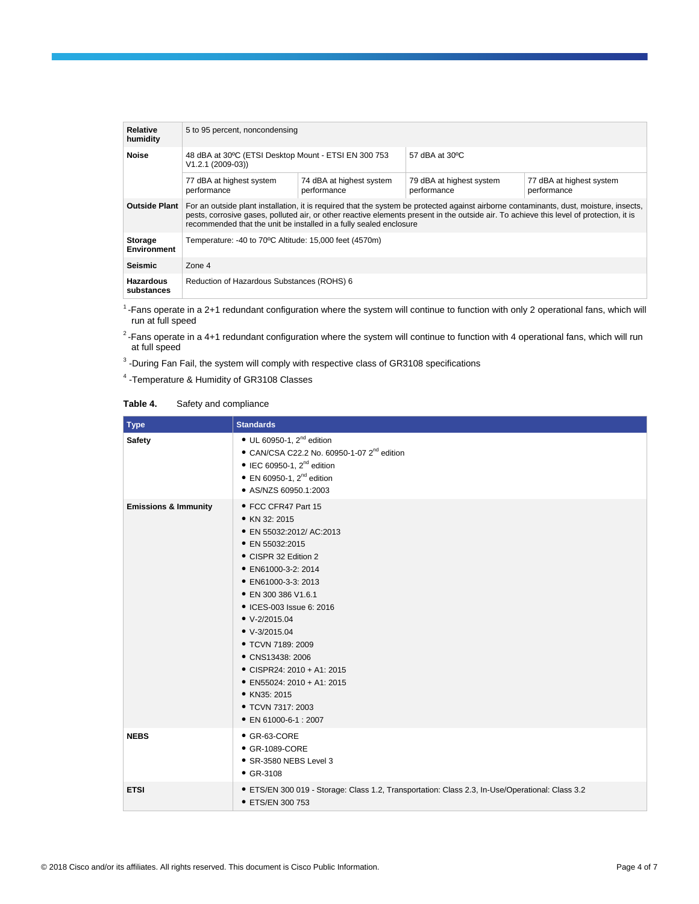| | | | | |
|---|---|---|---|---|
| **Relative humidity** | 5 to 95 percent, noncondensing | | | |
| **Noise** | 48 dBA at 30ºC (ETSI Desktop Mount - ETSI EN 300 753 V1.2.1 (2009-03)) | | 57 dBA at 30ºC | |
| | 77 dBA at highest system performance | 74 dBA at highest system performance | 79 dBA at highest system performance | 77 dBA at highest system performance |
| **Outside Plant** | For an outside plant installation, it is required that the system be protected against airborne contaminants, dust, moisture, insects, pests, corrosive gases, polluted air, or other reactive elements present in the outside air. To achieve this level of protection, it is recommended that the unit be installed in a fully sealed enclosure | | | |
| **Storage Environment** | Temperature: -40 to 70ºC Altitude: 15,000 feet (4570m) | | | |
| **Seismic** | Zone 4 | | | |
| **Hazardous substances** | Reduction of Hazardous Substances (ROHS) 6 | | | |

[1] -Fans operate in a 2+1 redundant configuration where the system will continue to function with only 2 operational fans, which will run at full speed

[2] -Fans operate in a 4+1 redundant configuration where the system will continue to function with 4 operational fans, which will run at full speed

[3] -During Fan Fail, the system will comply with respective class of GR3108 specifications

[4] -Temperature & Humidity of GR3108 Classes

**Table 4.** Safety and compliance

| Type | Standards |
|---|---|
| **Safety** | • UL 60950-1, 2nd edition<br>• CAN/CSA C22.2 No. 60950-1-07 2nd edition<br>• IEC 60950-1, 2nd edition<br>• EN 60950-1, 2nd edition<br>• AS/NZS 60950.1:2003 |
| **Emissions & Immunity** | • FCC CFR47 Part 15<br>• KN 32: 2015<br>• EN 55032:2012/ AC:2013<br>• EN 55032:2015<br>• CISPR 32 Edition 2<br>• EN61000-3-2: 2014<br>• EN61000-3-3: 2013<br>• EN 300 386 V1.6.1<br>• ICES-003 Issue 6: 2016<br>• V-2/2015.04<br>• V-3/2015.04<br>• TCVN 7189: 2009<br>• CNS13438: 2006<br>• CISPR24: 2010 + A1: 2015<br>• EN55024: 2010 + A1: 2015<br>• KN35: 2015<br>• TCVN 7317: 2003<br>• EN 61000-6-1 : 2007 |
| **NEBS** | • GR-63-CORE<br>• GR-1089-CORE<br>• SR-3580 NEBS Level 3<br>• GR-3108 |
| **ETSI** | • ETS/EN 300 019 - Storage: Class 1.2, Transportation: Class 2.3, In-Use/Operational: Class 3.2<br>• ETS/EN 300 753 |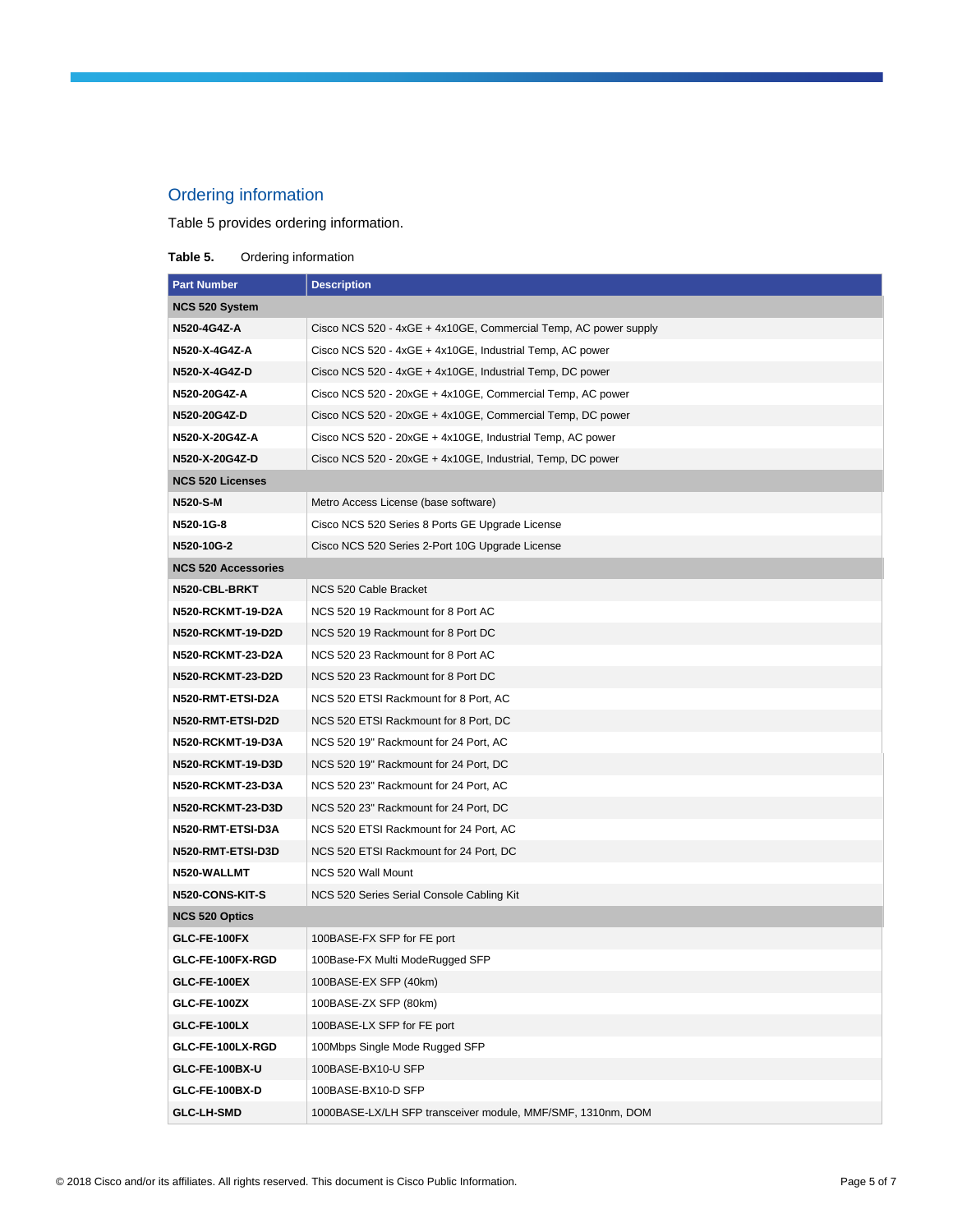## Ordering information

Table 5 provides ordering information.

**Table 5.** Ordering information

| Part Number | Description |
| --- | --- |
| **NCS 520 System** | |
| **N520-4G4Z-A** | Cisco NCS 520 - 4xGE + 4x10GE, Commercial Temp, AC power supply |
| **N520-X-4G4Z-A** | Cisco NCS 520 - 4xGE + 4x10GE, Industrial Temp, AC power |
| **N520-X-4G4Z-D** | Cisco NCS 520 - 4xGE + 4x10GE, Industrial Temp, DC power |
| **N520-20G4Z-A** | Cisco NCS 520 - 20xGE + 4x10GE, Commercial Temp, AC power |
| **N520-20G4Z-D** | Cisco NCS 520 - 20xGE + 4x10GE, Commercial Temp, DC power |
| **N520-X-20G4Z-A** | Cisco NCS 520 - 20xGE + 4x10GE, Industrial Temp, AC power |
| **N520-X-20G4Z-D** | Cisco NCS 520 - 20xGE + 4x10GE, Industrial, Temp, DC power |
| **NCS 520 Licenses** | |
| **N520-S-M** | Metro Access License (base software) |
| **N520-1G-8** | Cisco NCS 520 Series 8 Ports GE Upgrade License |
| **N520-10G-2** | Cisco NCS 520 Series 2-Port 10G Upgrade License |
| **NCS 520 Accessories** | |
| **N520-CBL-BRKT** | NCS 520 Cable Bracket |
| **N520-RCKMT-19-D2A** | NCS 520 19 Rackmount for 8 Port AC |
| **N520-RCKMT-19-D2D** | NCS 520 19 Rackmount for 8 Port DC |
| **N520-RCKMT-23-D2A** | NCS 520 23 Rackmount for 8 Port AC |
| **N520-RCKMT-23-D2D** | NCS 520 23 Rackmount for 8 Port DC |
| **N520-RMT-ETSI-D2A** | NCS 520 ETSI Rackmount for 8 Port, AC |
| **N520-RMT-ETSI-D2D** | NCS 520 ETSI Rackmount for 8 Port, DC |
| **N520-RCKMT-19-D3A** | NCS 520 19" Rackmount for 24 Port, AC |
| **N520-RCKMT-19-D3D** | NCS 520 19" Rackmount for 24 Port, DC |
| **N520-RCKMT-23-D3A** | NCS 520 23" Rackmount for 24 Port, AC |
| **N520-RCKMT-23-D3D** | NCS 520 23" Rackmount for 24 Port, DC |
| **N520-RMT-ETSI-D3A** | NCS 520 ETSI Rackmount for 24 Port, AC |
| **N520-RMT-ETSI-D3D** | NCS 520 ETSI Rackmount for 24 Port, DC |
| **N520-WALLMT** | NCS 520 Wall Mount |
| **N520-CONS-KIT-S** | NCS 520 Series Serial Console Cabling Kit |
| **NCS 520 Optics** | |
| **GLC-FE-100FX** | 100BASE-FX SFP for FE port |
| **GLC-FE-100FX-RGD** | 100Base-FX Multi ModeRugged SFP |
| **GLC-FE-100EX** | 100BASE-EX SFP (40km) |
| **GLC-FE-100ZX** | 100BASE-ZX SFP (80km) |
| **GLC-FE-100LX** | 100BASE-LX SFP for FE port |
| **GLC-FE-100LX-RGD** | 100Mbps Single Mode Rugged SFP |
| **GLC-FE-100BX-U** | 100BASE-BX10-U SFP |
| **GLC-FE-100BX-D** | 100BASE-BX10-D SFP |
| **GLC-LH-SMD** | 1000BASE-LX/LH SFP transceiver module, MMF/SMF, 1310nm, DOM |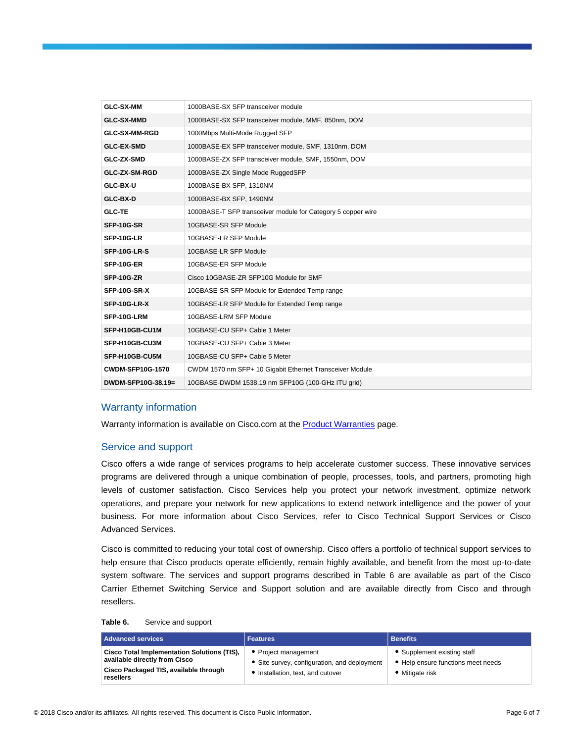| | |
|---|---|
| **GLC-SX-MM** | 1000BASE-SX SFP transceiver module |
| **GLC-SX-MMD** | 1000BASE-SX SFP transceiver module, MMF, 850nm, DOM |
| **GLC-SX-MM-RGD** | 1000Mbps Multi-Mode Rugged SFP |
| **GLC-EX-SMD** | 1000BASE-EX SFP transceiver module, SMF, 1310nm, DOM |
| **GLC-ZX-SMD** | 1000BASE-ZX SFP transceiver module, SMF, 1550nm, DOM |
| **GLC-ZX-SM-RGD** | 1000BASE-ZX Single Mode RuggedSFP |
| **GLC-BX-U** | 1000BASE-BX SFP, 1310NM |
| **GLC-BX-D** | 1000BASE-BX SFP, 1490NM |
| **GLC-TE** | 1000BASE-T SFP transceiver module for Category 5 copper wire |
| **SFP-10G-SR** | 10GBASE-SR SFP Module |
| **SFP-10G-LR** | 10GBASE-LR SFP Module |
| **SFP-10G-LR-S** | 10GBASE-LR SFP Module |
| **SFP-10G-ER** | 10GBASE-ER SFP Module |
| **SFP-10G-ZR** | Cisco 10GBASE-ZR SFP10G Module for SMF |
| **SFP-10G-SR-X** | 10GBASE-SR SFP Module for Extended Temp range |
| **SFP-10G-LR-X** | 10GBASE-LR SFP Module for Extended Temp range |
| **SFP-10G-LRM** | 10GBASE-LRM SFP Module |
| **SFP-H10GB-CU1M** | 10GBASE-CU SFP+ Cable 1 Meter |
| **SFP-H10GB-CU3M** | 10GBASE-CU SFP+ Cable 3 Meter |
| **SFP-H10GB-CU5M** | 10GBASE-CU SFP+ Cable 5 Meter |
| **CWDM-SFP10G-1570** | CWDM 1570 nm SFP+ 10 Gigabit Ethernet Transceiver Module |
| **DWDM-SFP10G-38.19=** | 10GBASE-DWDM 1538.19 nm SFP10G (100-GHz ITU grid) |

## Warranty information

Warranty information is available on Cisco.com at the Product Warranties page.

## Service and support

Cisco offers a wide range of services programs to help accelerate customer success. These innovative services programs are delivered through a unique combination of people, processes, tools, and partners, promoting high levels of customer satisfaction. Cisco Services help you protect your network investment, optimize network operations, and prepare your network for new applications to extend network intelligence and the power of your business. For more information about Cisco Services, refer to Cisco Technical Support Services or Cisco Advanced Services.

Cisco is committed to reducing your total cost of ownership. Cisco offers a portfolio of technical support services to help ensure that Cisco products operate efficiently, remain highly available, and benefit from the most up-to-date system software. The services and support programs described in Table 6 are available as part of the Cisco Carrier Ethernet Switching Service and Support solution and are available directly from Cisco and through resellers.

**Table 6.** Service and support

| Advanced services | Features | Benefits |
|---|---|---|
| **Cisco Total Implementation Solutions (TIS), available directly from Cisco**<br>**Cisco Packaged TIS, available through resellers** | • Project management<br>• Site survey, configuration, and deployment<br>• Installation, text, and cutover | • Supplement existing staff<br>• Help ensure functions meet needs<br>• Mitigate risk |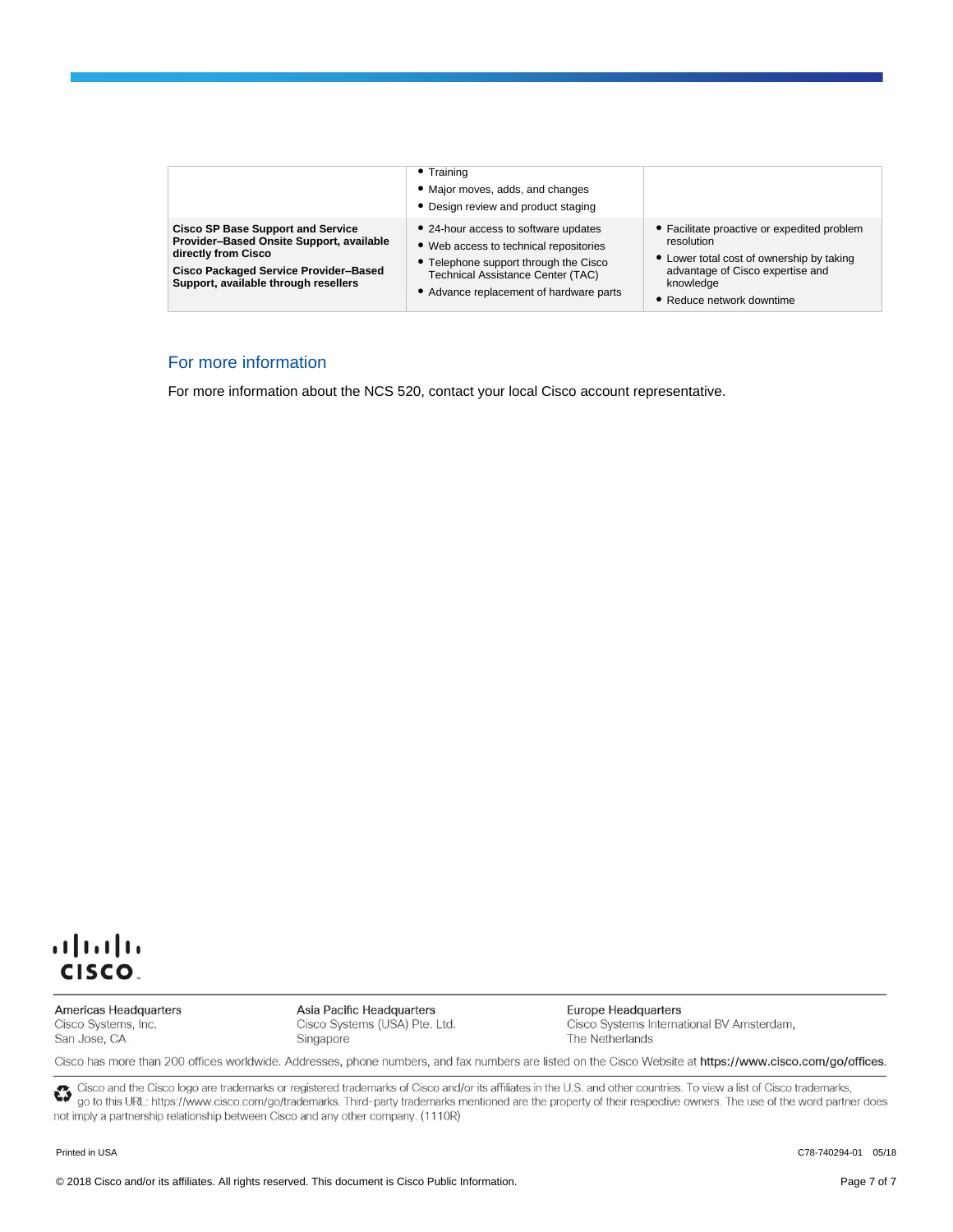| | | |
|---|---|---|
| | • Training<br>• Major moves, adds, and changes<br>• Design review and product staging | |
| **Cisco SP Base Support and Service Provider–Based Onsite Support, available directly from Cisco**<br>**Cisco Packaged Service Provider–Based Support, available through resellers** | • 24-hour access to software updates<br>• Web access to technical repositories<br>• Telephone support through the Cisco Technical Assistance Center (TAC)<br>• Advance replacement of hardware parts | • Facilitate proactive or expedited problem resolution<br>• Lower total cost of ownership by taking advantage of Cisco expertise and knowledge<br>• Reduce network downtime |

## For more information

For more information about the NCS 520, contact your local Cisco account representative.

Americas Headquarters
Cisco Systems, Inc.
San Jose, CA

Asia Pacific Headquarters
Cisco Systems (USA) Pte. Ltd.
Singapore

Europe Headquarters
Cisco Systems International BV Amsterdam,
The Netherlands

Cisco has more than 200 offices worldwide. Addresses, phone numbers, and fax numbers are listed on the Cisco Website at **https://www.cisco.com/go/offices.**

Cisco and the Cisco logo are trademarks or registered trademarks of Cisco and/or its affiliates in the U.S. and other countries. To view a list of Cisco trademarks, go to this URL: https://www.cisco.com/go/trademarks. Third-party trademarks mentioned are the property of their respective owners. The use of the word partner does not imply a partnership relationship between Cisco and any other company. (1110R)

Printed in USA C78-740294-01 05/18

© 2018 Cisco and/or its affiliates. All rights reserved. This document is Cisco Public Information.